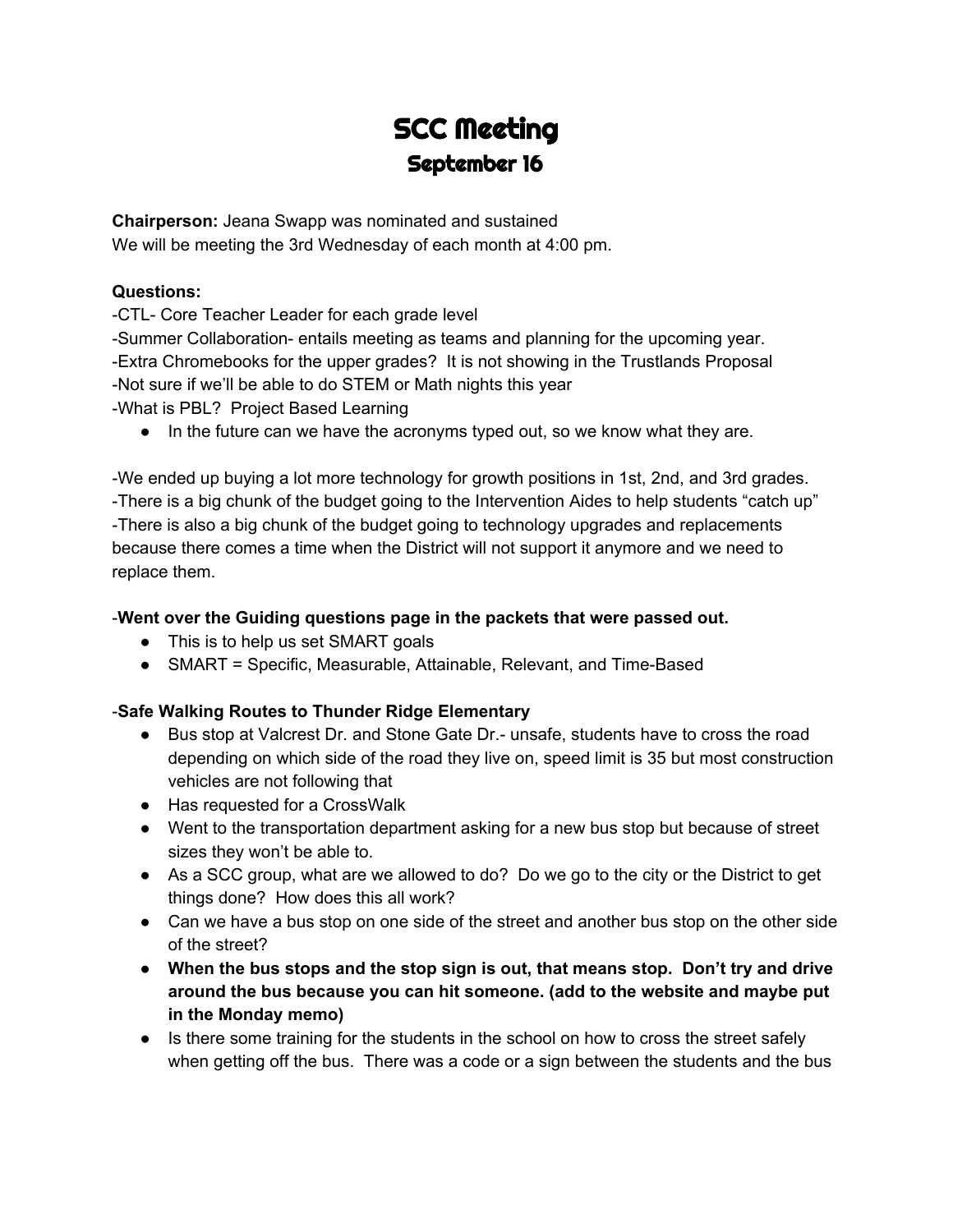# SCC Meeting

## September 16

**Chairperson:** Jeana Swapp was nominated and sustained
We will be meeting the 3rd Wednesday of each month at 4:00 pm.

**Questions:**
-CTL- Core Teacher Leader for each grade level
-Summer Collaboration- entails meeting as teams and planning for the upcoming year.
-Extra Chromebooks for the upper grades? It is not showing in the Trustlands Proposal
-Not sure if we'll be able to do STEM or Math nights this year
-What is PBL? Project Based Learning

- In the future can we have the acronyms typed out, so we know what they are.

-We ended up buying a lot more technology for growth positions in 1st, 2nd, and 3rd grades.
-There is a big chunk of the budget going to the Intervention Aides to help students "catch up"
-There is also a big chunk of the budget going to technology upgrades and replacements because there comes a time when the District will not support it anymore and we need to replace them.

-**Went over the Guiding questions page in the packets that were passed out.**

- This is to help us set SMART goals
- SMART = Specific, Measurable, Attainable, Relevant, and Time-Based

-**Safe Walking Routes to Thunder Ridge Elementary**

- Bus stop at Valcrest Dr. and Stone Gate Dr.- unsafe, students have to cross the road depending on which side of the road they live on, speed limit is 35 but most construction vehicles are not following that
- Has requested for a CrossWalk
- Went to the transportation department asking for a new bus stop but because of street sizes they won't be able to.
- As a SCC group, what are we allowed to do? Do we go to the city or the District to get things done? How does this all work?
- Can we have a bus stop on one side of the street and another bus stop on the other side of the street?
- **When the bus stops and the stop sign is out, that means stop. Don't try and drive around the bus because you can hit someone. (add to the website and maybe put in the Monday memo)**
- Is there some training for the students in the school on how to cross the street safely when getting off the bus. There was a code or a sign between the students and the bus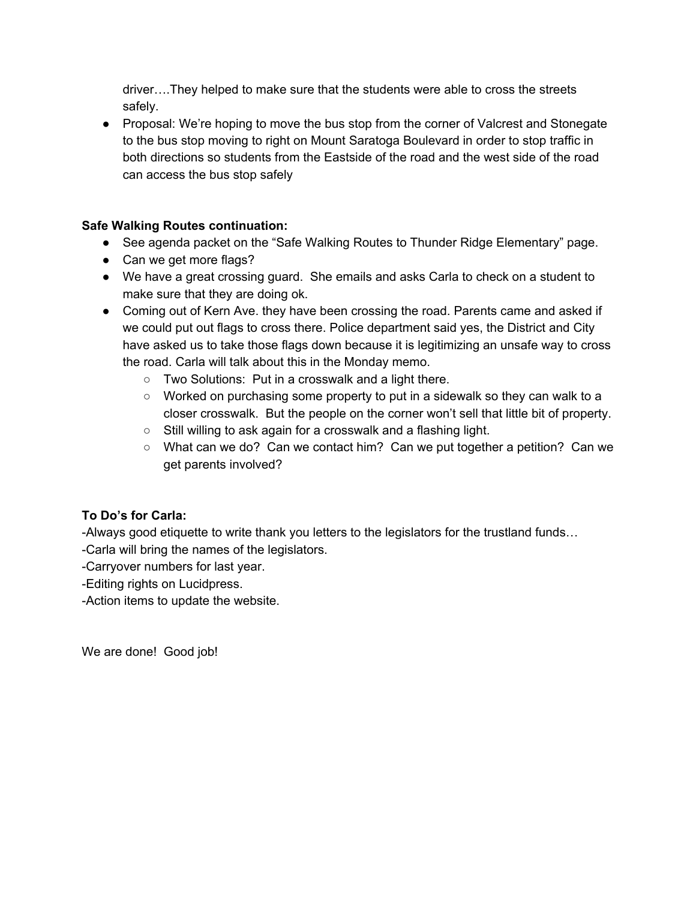driver….They helped to make sure that the students were able to cross the streets safely.

- Proposal: We're hoping to move the bus stop from the corner of Valcrest and Stonegate to the bus stop moving to right on Mount Saratoga Boulevard in order to stop traffic in both directions so students from the Eastside of the road and the west side of the road can access the bus stop safely

**Safe Walking Routes continuation:**

- See agenda packet on the "Safe Walking Routes to Thunder Ridge Elementary" page.
- Can we get more flags?
- We have a great crossing guard. She emails and asks Carla to check on a student to make sure that they are doing ok.
- Coming out of Kern Ave. they have been crossing the road. Parents came and asked if we could put out flags to cross there. Police department said yes, the District and City have asked us to take those flags down because it is legitimizing an unsafe way to cross the road. Carla will talk about this in the Monday memo.
  - Two Solutions: Put in a crosswalk and a light there.
  - Worked on purchasing some property to put in a sidewalk so they can walk to a closer crosswalk. But the people on the corner won't sell that little bit of property.
  - Still willing to ask again for a crosswalk and a flashing light.
  - What can we do? Can we contact him? Can we put together a petition? Can we get parents involved?

**To Do's for Carla:**

-Always good etiquette to write thank you letters to the legislators for the trustland funds…
-Carla will bring the names of the legislators.
-Carryover numbers for last year.
-Editing rights on Lucidpress.
-Action items to update the website.

We are done! Good job!